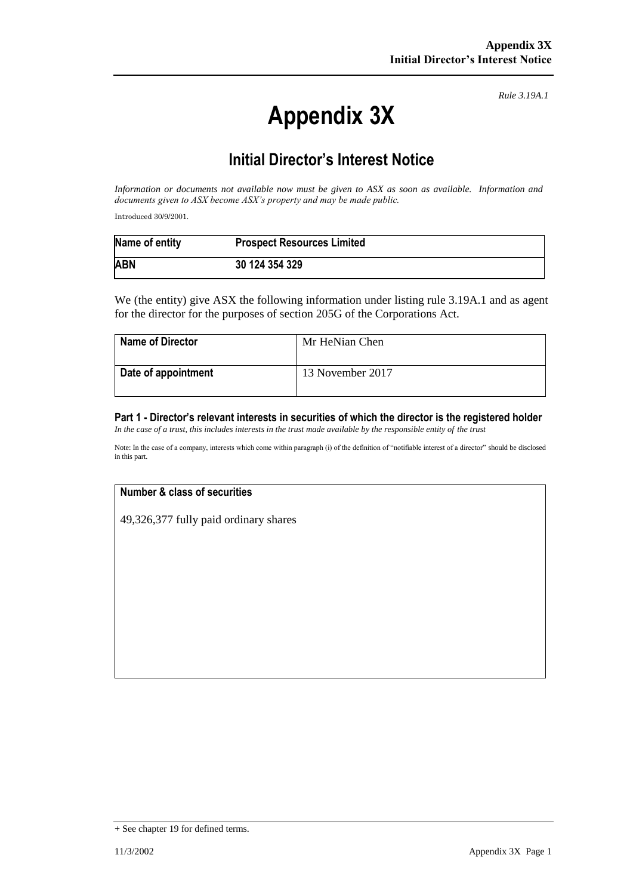*Rule 3.19A.1*

# Appendix 3X

## Initial Director's Interest Notice

*Information or documents not available now must be given to ASX as soon as available. Information and documents given to ASX become ASX's property and may be made public.*

Introduced 30/9/2001.

| **Name of entity** | **Prospect Resources Limited** |
|---|---|
| **ABN** | **30 124 354 329** |

We (the entity) give ASX the following information under listing rule 3.19A.1 and as agent for the director for the purposes of section 205G of the Corporations Act.

| **Name of Director** | Mr HeNian Chen |
|---|---|
| **Date of appointment** | 13 November 2017 |

### Part 1 - Director's relevant interests in securities of which the director is the registered holder

*In the case of a trust, this includes interests in the trust made available by the responsible entity of the trust*

Note: In the case of a company, interests which come within paragraph (i) of the definition of "notifiable interest of a director" should be disclosed in this part.

| **Number & class of securities** |
|---|
| 49,326,377 fully paid ordinary shares |

+ See chapter 19 for defined terms.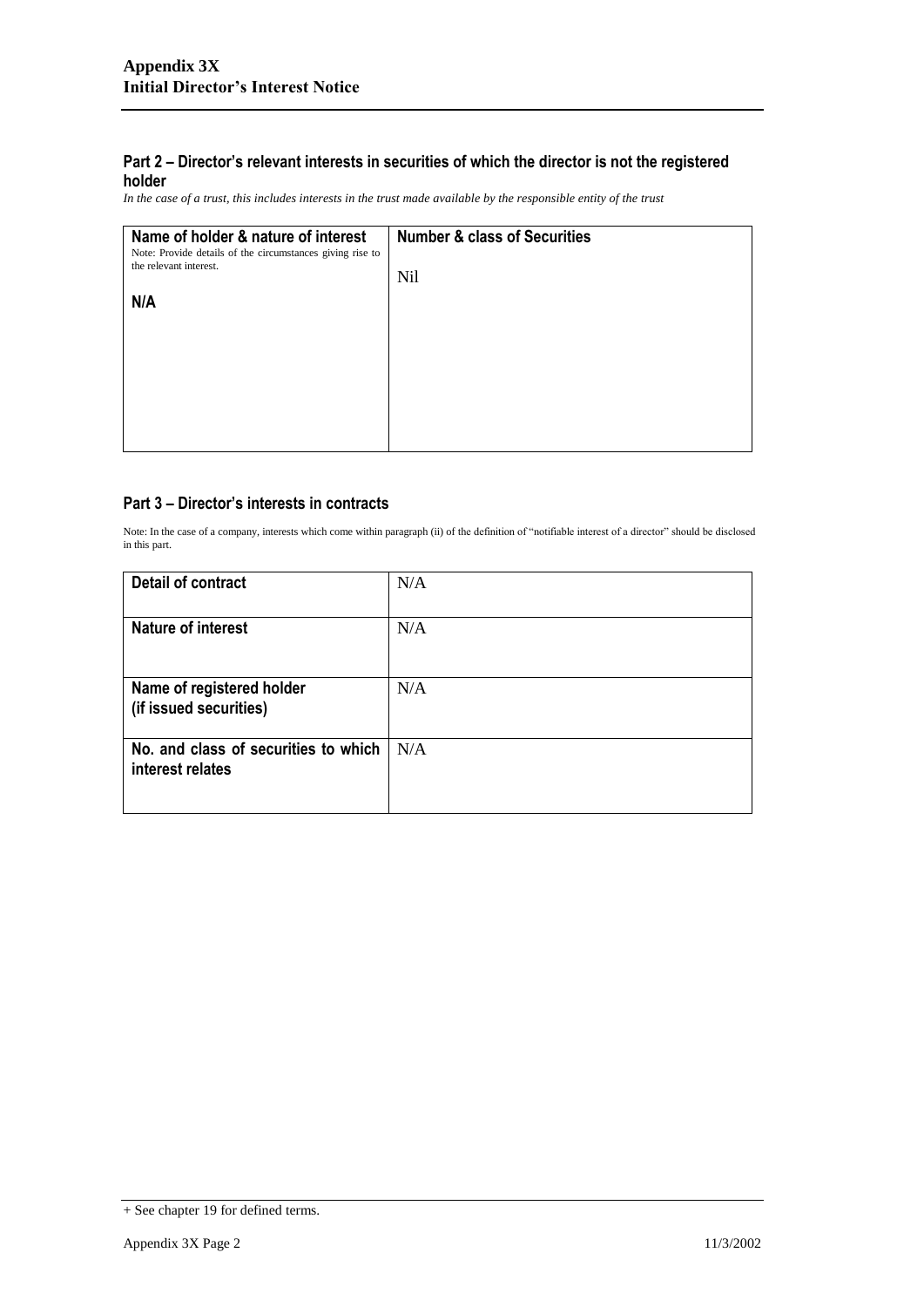## Part 2 – Director's relevant interests in securities of which the director is not the registered holder

*In the case of a trust, this includes interests in the trust made available by the responsible entity of the trust*

| Name of holder & nature of interest<br>Note: Provide details of the circumstances giving rise to the relevant interest. | Number & class of Securities |
|---|---|
| **N/A** | Nil |

## Part 3 – Director's interests in contracts

Note: In the case of a company, interests which come within paragraph (ii) of the definition of "notifiable interest of a director" should be disclosed in this part.

| | |
|---|---|
| **Detail of contract** | N/A |
| **Nature of interest** | N/A |
| **Name of registered holder (if issued securities)** | N/A |
| **No. and class of securities to which interest relates** | N/A |

+ See chapter 19 for defined terms.